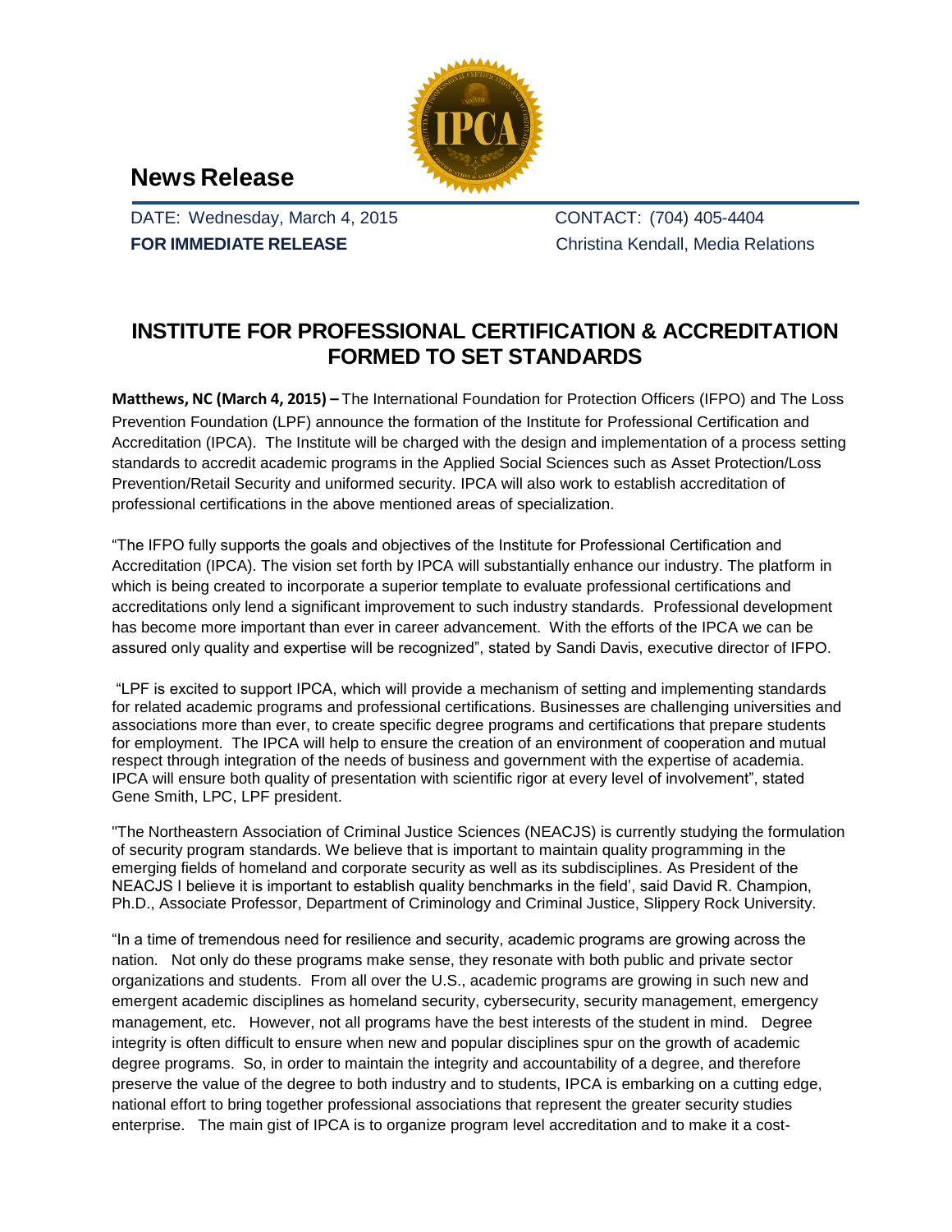## News Release

DATE: Wednesday, March 4, 2015

**FOR IMMEDIATE RELEASE**

CONTACT: (704) 405-4404

Christina Kendall, Media Relations

# INSTITUTE FOR PROFESSIONAL CERTIFICATION & ACCREDITATION FORMED TO SET STANDARDS

**Matthews, NC (March 4, 2015) –** The International Foundation for Protection Officers (IFPO) and The Loss Prevention Foundation (LPF) announce the formation of the Institute for Professional Certification and Accreditation (IPCA). The Institute will be charged with the design and implementation of a process setting standards to accredit academic programs in the Applied Social Sciences such as Asset Protection/Loss Prevention/Retail Security and uniformed security. IPCA will also work to establish accreditation of professional certifications in the above mentioned areas of specialization.

"The IFPO fully supports the goals and objectives of the Institute for Professional Certification and Accreditation (IPCA). The vision set forth by IPCA will substantially enhance our industry. The platform in which is being created to incorporate a superior template to evaluate professional certifications and accreditations only lend a significant improvement to such industry standards. Professional development has become more important than ever in career advancement. With the efforts of the IPCA we can be assured only quality and expertise will be recognized", stated by Sandi Davis, executive director of IFPO.

"LPF is excited to support IPCA, which will provide a mechanism of setting and implementing standards for related academic programs and professional certifications. Businesses are challenging universities and associations more than ever, to create specific degree programs and certifications that prepare students for employment. The IPCA will help to ensure the creation of an environment of cooperation and mutual respect through integration of the needs of business and government with the expertise of academia. IPCA will ensure both quality of presentation with scientific rigor at every level of involvement", stated Gene Smith, LPC, LPF president.

"The Northeastern Association of Criminal Justice Sciences (NEACJS) is currently studying the formulation of security program standards. We believe that is important to maintain quality programming in the emerging fields of homeland and corporate security as well as its subdisciplines. As President of the NEACJS I believe it is important to establish quality benchmarks in the field', said David R. Champion, Ph.D., Associate Professor, Department of Criminology and Criminal Justice, Slippery Rock University.

"In a time of tremendous need for resilience and security, academic programs are growing across the nation. Not only do these programs make sense, they resonate with both public and private sector organizations and students. From all over the U.S., academic programs are growing in such new and emergent academic disciplines as homeland security, cybersecurity, security management, emergency management, etc. However, not all programs have the best interests of the student in mind. Degree integrity is often difficult to ensure when new and popular disciplines spur on the growth of academic degree programs. So, in order to maintain the integrity and accountability of a degree, and therefore preserve the value of the degree to both industry and to students, IPCA is embarking on a cutting edge, national effort to bring together professional associations that represent the greater security studies enterprise. The main gist of IPCA is to organize program level accreditation and to make it a cost-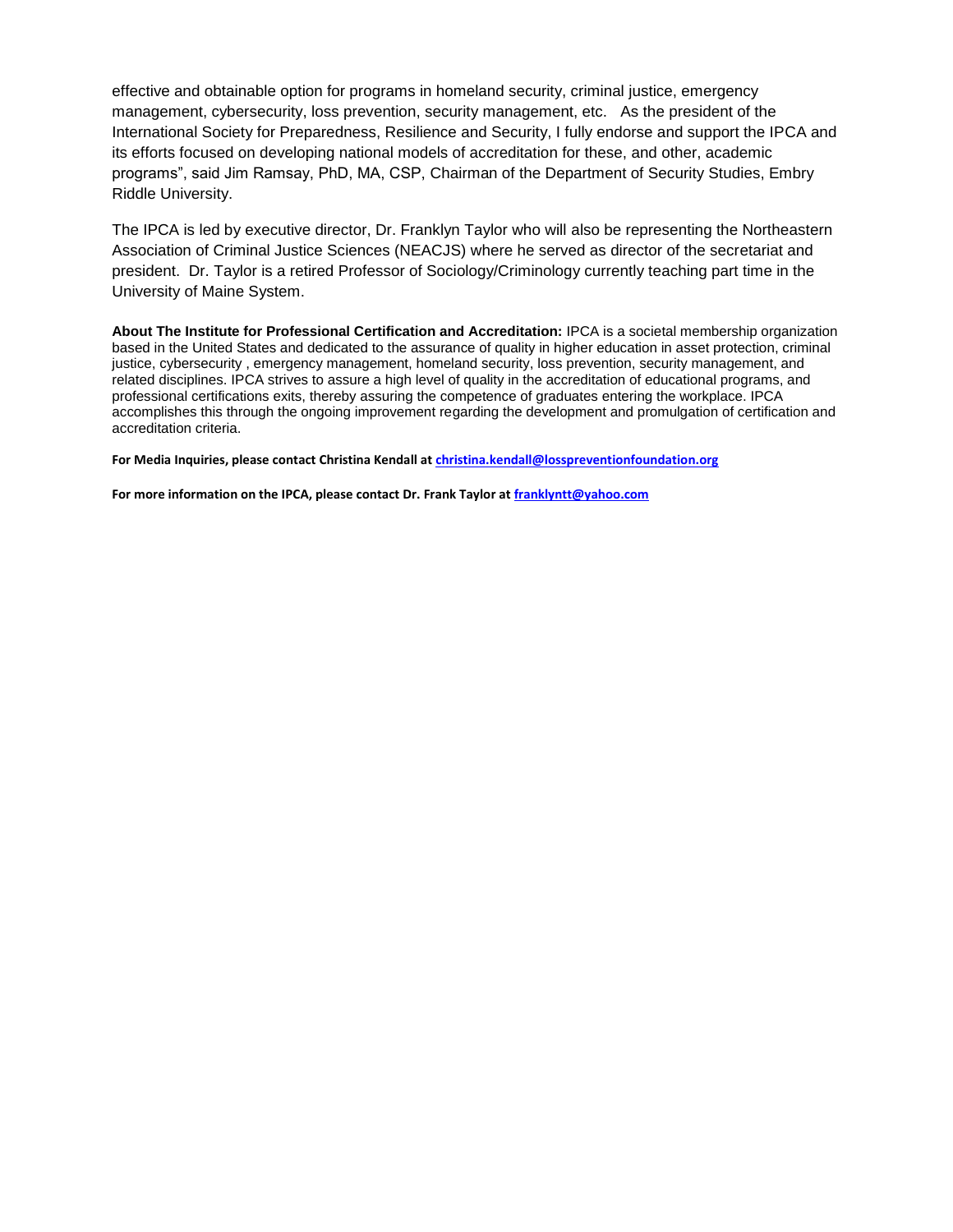effective and obtainable option for programs in homeland security, criminal justice, emergency management, cybersecurity, loss prevention, security management, etc.   As the president of the International Society for Preparedness, Resilience and Security, I fully endorse and support the IPCA and its efforts focused on developing national models of accreditation for these, and other, academic programs", said Jim Ramsay, PhD, MA, CSP, Chairman of the Department of Security Studies, Embry Riddle University.

The IPCA is led by executive director, Dr. Franklyn Taylor who will also be representing the Northeastern Association of Criminal Justice Sciences (NEACJS) where he served as director of the secretariat and president.  Dr. Taylor is a retired Professor of Sociology/Criminology currently teaching part time in the University of Maine System.

**About The Institute for Professional Certification and Accreditation:** IPCA is a societal membership organization based in the United States and dedicated to the assurance of quality in higher education in asset protection, criminal justice, cybersecurity , emergency management, homeland security, loss prevention, security management, and related disciplines. IPCA strives to assure a high level of quality in the accreditation of educational programs, and professional certifications exits, thereby assuring the competence of graduates entering the workplace. IPCA accomplishes this through the ongoing improvement regarding the development and promulgation of certification and accreditation criteria.

**For Media Inquiries, please contact Christina Kendall at christina.kendall@losspreventionfoundation.org**

**For more information on the IPCA, please contact Dr. Frank Taylor at franklyntt@yahoo.com**